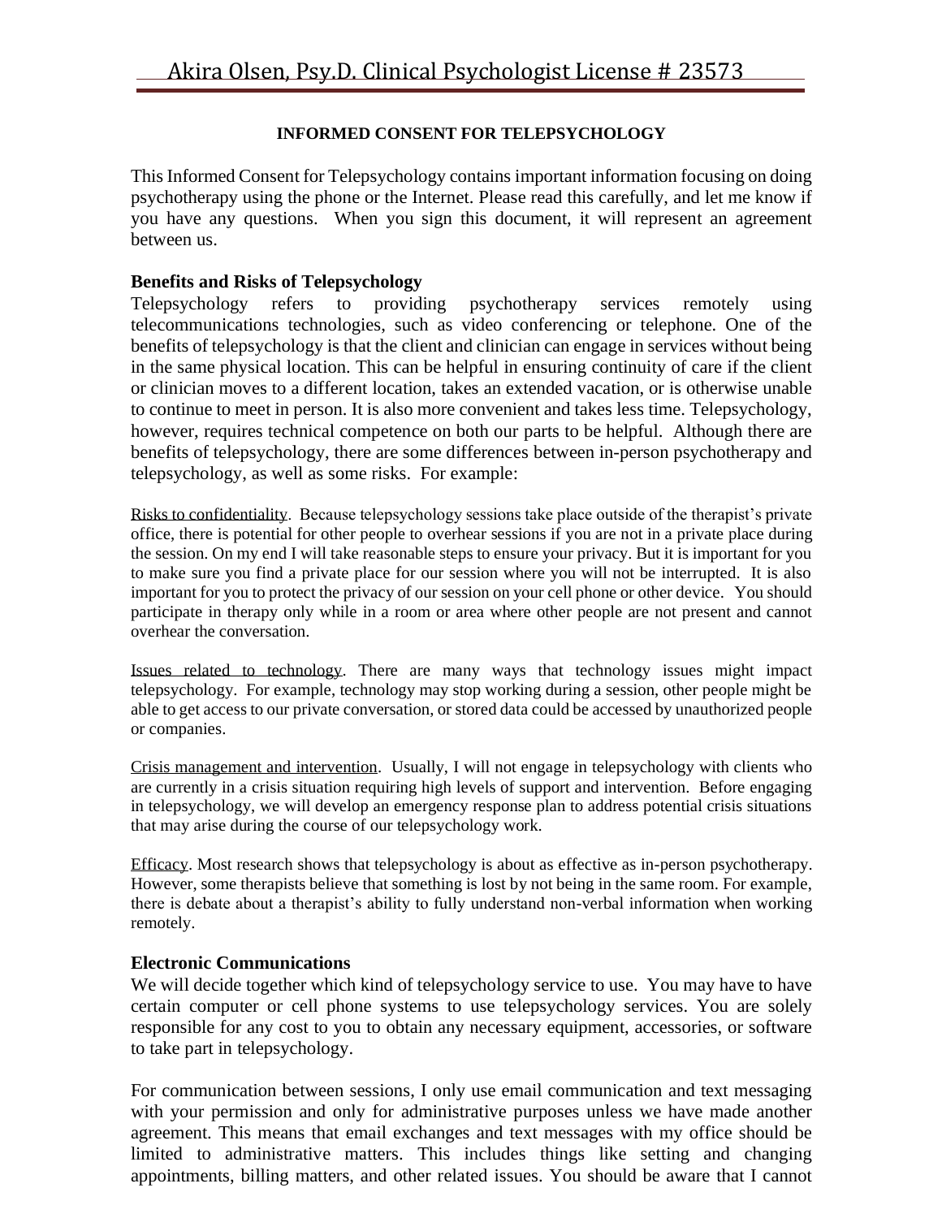# Akira Olsen, Psy.D. Clinical Psychologist License # 23573

## INFORMED CONSENT FOR TELEPSYCHOLOGY

This Informed Consent for Telepsychology contains important information focusing on doing psychotherapy using the phone or the Internet. Please read this carefully, and let me know if you have any questions. When you sign this document, it will represent an agreement between us.

### Benefits and Risks of Telepsychology

Telepsychology refers to providing psychotherapy services remotely using telecommunications technologies, such as video conferencing or telephone. One of the benefits of telepsychology is that the client and clinician can engage in services without being in the same physical location. This can be helpful in ensuring continuity of care if the client or clinician moves to a different location, takes an extended vacation, or is otherwise unable to continue to meet in person. It is also more convenient and takes less time. Telepsychology, however, requires technical competence on both our parts to be helpful. Although there are benefits of telepsychology, there are some differences between in-person psychotherapy and telepsychology, as well as some risks. For example:

<u>Risks to confidentiality</u>. Because telepsychology sessions take place outside of the therapist's private office, there is potential for other people to overhear sessions if you are not in a private place during the session. On my end I will take reasonable steps to ensure your privacy. But it is important for you to make sure you find a private place for our session where you will not be interrupted. It is also important for you to protect the privacy of our session on your cell phone or other device. You should participate in therapy only while in a room or area where other people are not present and cannot overhear the conversation.

<u>Issues related to technology</u>. There are many ways that technology issues might impact telepsychology. For example, technology may stop working during a session, other people might be able to get access to our private conversation, or stored data could be accessed by unauthorized people or companies.

<u>Crisis management and intervention</u>. Usually, I will not engage in telepsychology with clients who are currently in a crisis situation requiring high levels of support and intervention. Before engaging in telepsychology, we will develop an emergency response plan to address potential crisis situations that may arise during the course of our telepsychology work.

<u>Efficacy</u>. Most research shows that telepsychology is about as effective as in-person psychotherapy. However, some therapists believe that something is lost by not being in the same room. For example, there is debate about a therapist's ability to fully understand non-verbal information when working remotely.

### Electronic Communications

We will decide together which kind of telepsychology service to use. You may have to have certain computer or cell phone systems to use telepsychology services. You are solely responsible for any cost to you to obtain any necessary equipment, accessories, or software to take part in telepsychology.

For communication between sessions, I only use email communication and text messaging with your permission and only for administrative purposes unless we have made another agreement. This means that email exchanges and text messages with my office should be limited to administrative matters. This includes things like setting and changing appointments, billing matters, and other related issues. You should be aware that I cannot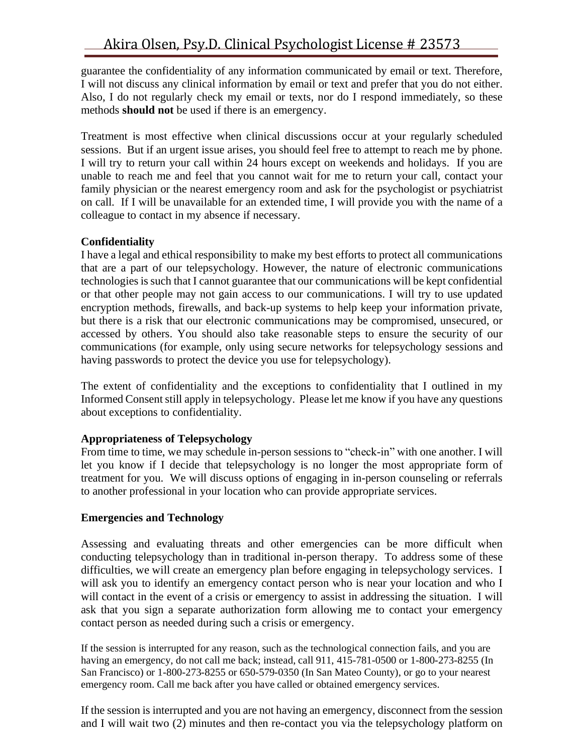guarantee the confidentiality of any information communicated by email or text. Therefore, I will not discuss any clinical information by email or text and prefer that you do not either. Also, I do not regularly check my email or texts, nor do I respond immediately, so these methods **should not** be used if there is an emergency.

Treatment is most effective when clinical discussions occur at your regularly scheduled sessions. But if an urgent issue arises, you should feel free to attempt to reach me by phone. I will try to return your call within 24 hours except on weekends and holidays. If you are unable to reach me and feel that you cannot wait for me to return your call, contact your family physician or the nearest emergency room and ask for the psychologist or psychiatrist on call. If I will be unavailable for an extended time, I will provide you with the name of a colleague to contact in my absence if necessary.

**Confidentiality**

I have a legal and ethical responsibility to make my best efforts to protect all communications that are a part of our telepsychology. However, the nature of electronic communications technologies is such that I cannot guarantee that our communications will be kept confidential or that other people may not gain access to our communications. I will try to use updated encryption methods, firewalls, and back-up systems to help keep your information private, but there is a risk that our electronic communications may be compromised, unsecured, or accessed by others. You should also take reasonable steps to ensure the security of our communications (for example, only using secure networks for telepsychology sessions and having passwords to protect the device you use for telepsychology).

The extent of confidentiality and the exceptions to confidentiality that I outlined in my Informed Consent still apply in telepsychology. Please let me know if you have any questions about exceptions to confidentiality.

**Appropriateness of Telepsychology**

From time to time, we may schedule in-person sessions to "check-in" with one another. I will let you know if I decide that telepsychology is no longer the most appropriate form of treatment for you. We will discuss options of engaging in in-person counseling or referrals to another professional in your location who can provide appropriate services.

**Emergencies and Technology**

Assessing and evaluating threats and other emergencies can be more difficult when conducting telepsychology than in traditional in-person therapy. To address some of these difficulties, we will create an emergency plan before engaging in telepsychology services. I will ask you to identify an emergency contact person who is near your location and who I will contact in the event of a crisis or emergency to assist in addressing the situation. I will ask that you sign a separate authorization form allowing me to contact your emergency contact person as needed during such a crisis or emergency.

If the session is interrupted for any reason, such as the technological connection fails, and you are having an emergency, do not call me back; instead, call 911, 415-781-0500 or 1-800-273-8255 (In San Francisco) or 1-800-273-8255 or 650-579-0350 (In San Mateo County), or go to your nearest emergency room. Call me back after you have called or obtained emergency services.

If the session is interrupted and you are not having an emergency, disconnect from the session and I will wait two (2) minutes and then re-contact you via the telepsychology platform on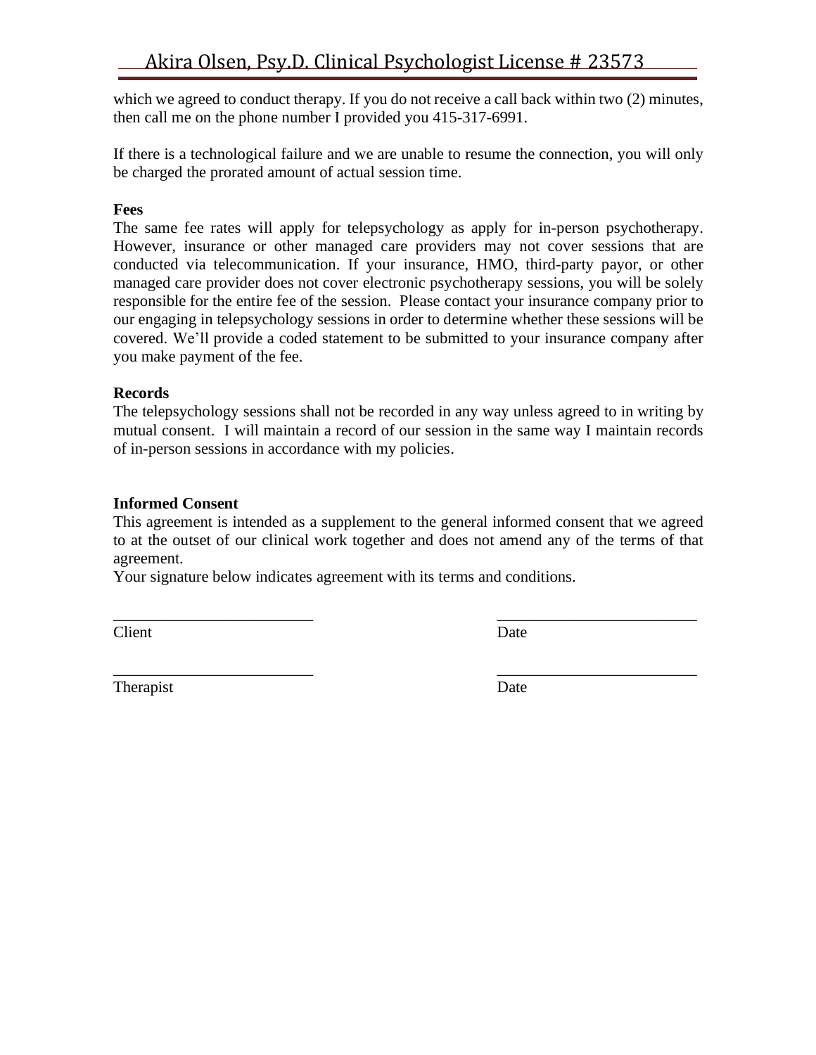which we agreed to conduct therapy. If you do not receive a call back within two (2) minutes, then call me on the phone number I provided you 415-317-6991.

If there is a technological failure and we are unable to resume the connection, you will only be charged the prorated amount of actual session time.

**Fees**

The same fee rates will apply for telepsychology as apply for in-person psychotherapy. However, insurance or other managed care providers may not cover sessions that are conducted via telecommunication. If your insurance, HMO, third-party payor, or other managed care provider does not cover electronic psychotherapy sessions, you will be solely responsible for the entire fee of the session. Please contact your insurance company prior to our engaging in telepsychology sessions in order to determine whether these sessions will be covered. We'll provide a coded statement to be submitted to your insurance company after you make payment of the fee.

**Records**

The telepsychology sessions shall not be recorded in any way unless agreed to in writing by mutual consent. I will maintain a record of our session in the same way I maintain records of in-person sessions in accordance with my policies.

**Informed Consent**

This agreement is intended as a supplement to the general informed consent that we agreed to at the outset of our clinical work together and does not amend any of the terms of that agreement.

Your signature below indicates agreement with its terms and conditions.

_________________________ _________________________

Client Date

_________________________ _________________________

Therapist Date